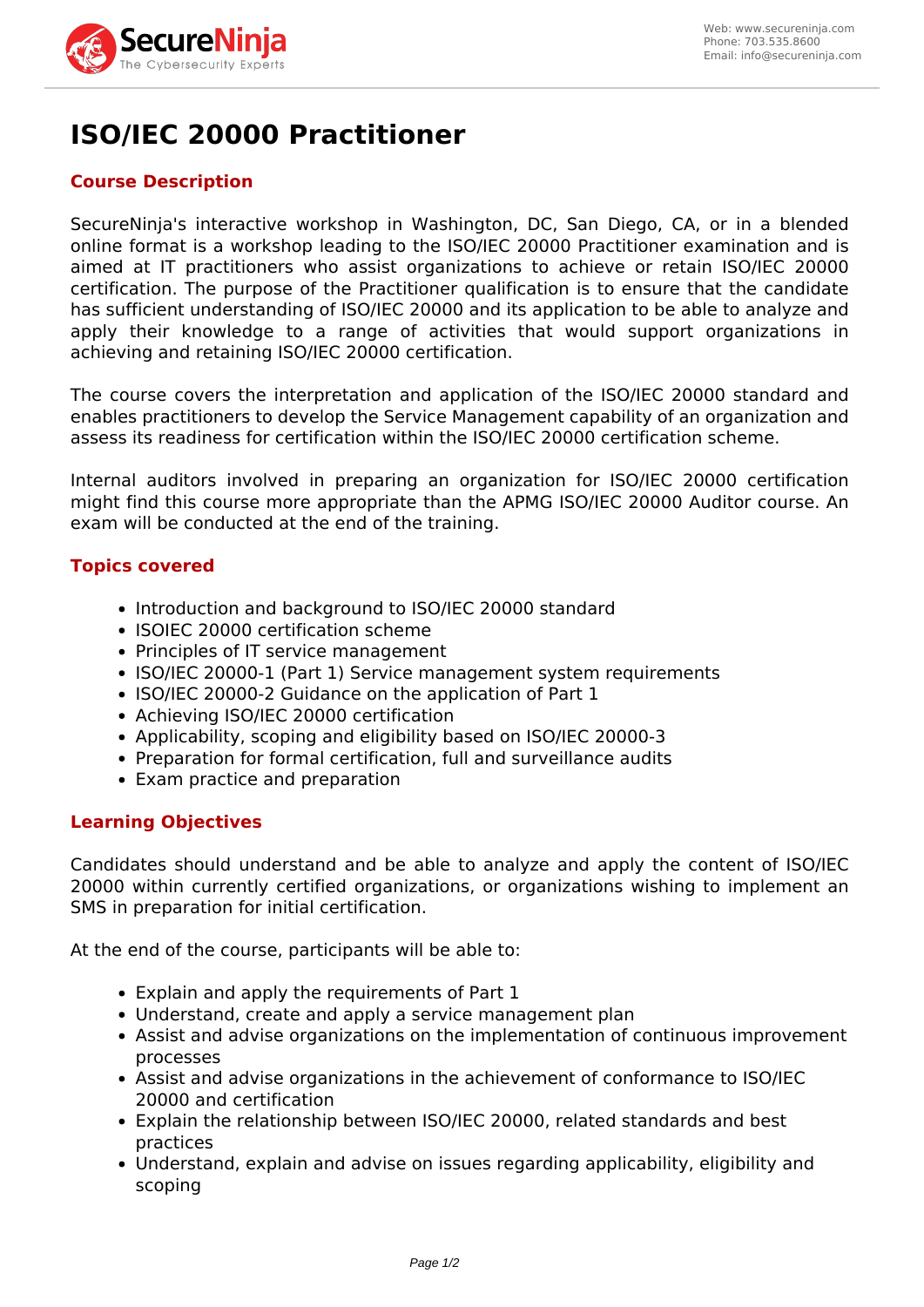# ISO/IEC 20000 Practitioner

## Course Description

SecureNinja's interactive workshop in Washington, DC, San Diego, CA, or in a blended online format is a workshop leading to the ISO/IEC 20000 Practitioner examination and is aimed at IT practitioners who assist organizations to achieve or retain ISO/IEC 20000 certification. The purpose of the Practitioner qualification is to ensure that the candidate has sufficient understanding of ISO/IEC 20000 and its application to be able to analyze and apply their knowledge to a range of activities that would support organizations in achieving and retaining ISO/IEC 20000 certification.

The course covers the interpretation and application of the ISO/IEC 20000 standard and enables practitioners to develop the Service Management capability of an organization and assess its readiness for certification within the ISO/IEC 20000 certification scheme.

Internal auditors involved in preparing an organization for ISO/IEC 20000 certification might find this course more appropriate than the APMG ISO/IEC 20000 Auditor course. An exam will be conducted at the end of the training.

## Topics covered

- Introduction and background to ISO/IEC 20000 standard
- ISOIEC 20000 certification scheme
- Principles of IT service management
- ISO/IEC 20000-1 (Part 1) Service management system requirements
- ISO/IEC 20000-2 Guidance on the application of Part 1
- Achieving ISO/IEC 20000 certification
- Applicability, scoping and eligibility based on ISO/IEC 20000-3
- Preparation for formal certification, full and surveillance audits
- Exam practice and preparation

## Learning Objectives

Candidates should understand and be able to analyze and apply the content of ISO/IEC 20000 within currently certified organizations, or organizations wishing to implement an SMS in preparation for initial certification.

At the end of the course, participants will be able to:

- Explain and apply the requirements of Part 1
- Understand, create and apply a service management plan
- Assist and advise organizations on the implementation of continuous improvement processes
- Assist and advise organizations in the achievement of conformance to ISO/IEC 20000 and certification
- Explain the relationship between ISO/IEC 20000, related standards and best practices
- Understand, explain and advise on issues regarding applicability, eligibility and scoping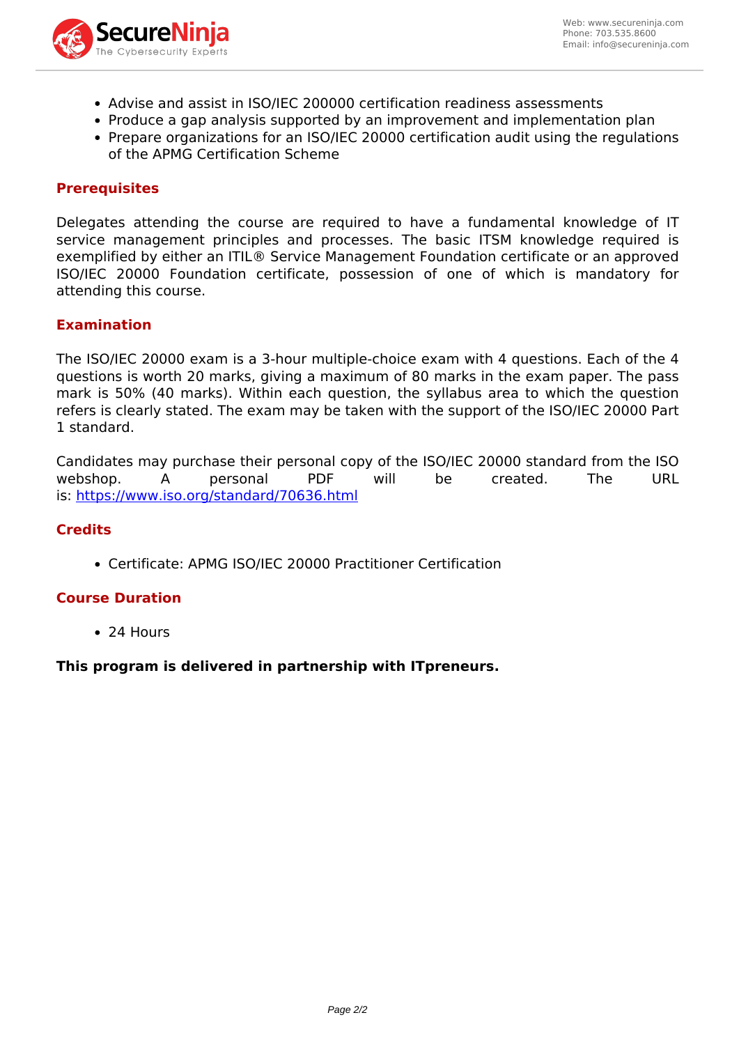- Advise and assist in ISO/IEC 200000 certification readiness assessments
- Produce a gap analysis supported by an improvement and implementation plan
- Prepare organizations for an ISO/IEC 20000 certification audit using the regulations of the APMG Certification Scheme

## Prerequisites

Delegates attending the course are required to have a fundamental knowledge of IT service management principles and processes. The basic ITSM knowledge required is exemplified by either an ITIL® Service Management Foundation certificate or an approved ISO/IEC 20000 Foundation certificate, possession of one of which is mandatory for attending this course.

## Examination

The ISO/IEC 20000 exam is a 3-hour multiple-choice exam with 4 questions. Each of the 4 questions is worth 20 marks, giving a maximum of 80 marks in the exam paper. The pass mark is 50% (40 marks). Within each question, the syllabus area to which the question refers is clearly stated. The exam may be taken with the support of the ISO/IEC 20000 Part 1 standard.

Candidates may purchase their personal copy of the ISO/IEC 20000 standard from the ISO webshop. A personal PDF will be created. The URL is: [https://www.iso.org/standard/70636.html](https://www.iso.org/standard/70636.html)

## Credits

- Certificate: APMG ISO/IEC 20000 Practitioner Certification

## Course Duration

- 24 Hours

**This program is delivered in partnership with ITpreneurs.**